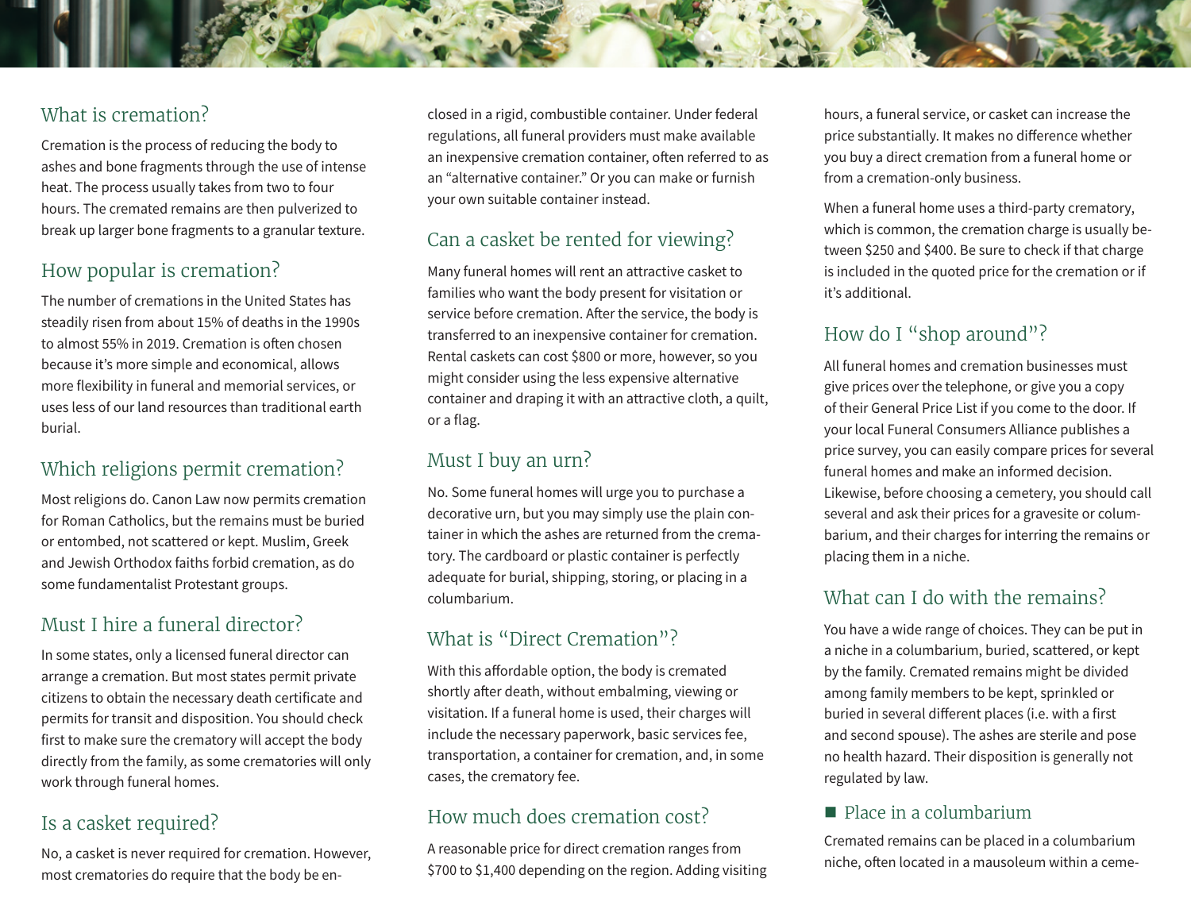## What is cremation?

Cremation is the process of reducing the body to ashes and bone fragments through the use of intense heat. The process usually takes from two to four hours. The cremated remains are then pulverized to break up larger bone fragments to a granular texture.

## How popular is cremation?

The number of cremations in the United States has steadily risen from about 15% of deaths in the 1990s to almost 55% in 2019. Cremation is often chosen because it's more simple and economical, allows more flexibility in funeral and memorial services, or uses less of our land resources than traditional earth burial.

## Which religions permit cremation?

Most religions do. Canon Law now permits cremation for Roman Catholics, but the remains must be buried or entombed, not scattered or kept. Muslim, Greek and Jewish Orthodox faiths forbid cremation, as do some fundamentalist Protestant groups.

## Must I hire a funeral director?

In some states, only a licensed funeral director can arrange a cremation. But most states permit private citizens to obtain the necessary death certificate and permits for transit and disposition. You should check first to make sure the crematory will accept the body directly from the family, as some crematories will only work through funeral homes.

## Is a casket required?

No, a casket is never required for cremation. However, most crematories do require that the body be enclosed in a rigid, combustible container. Under federal regulations, all funeral providers must make available an inexpensive cremation container, often referred to as an "alternative container." Or you can make or furnish your own suitable container instead.

## Can a casket be rented for viewing?

Many funeral homes will rent an attractive casket to families who want the body present for visitation or service before cremation. After the service, the body is transferred to an inexpensive container for cremation. Rental caskets can cost $800 or more, however, so you might consider using the less expensive alternative container and draping it with an attractive cloth, a quilt, or a flag.

## Must I buy an urn?

No. Some funeral homes will urge you to purchase a decorative urn, but you may simply use the plain container in which the ashes are returned from the crematory. The cardboard or plastic container is perfectly adequate for burial, shipping, storing, or placing in a columbarium.

## What is "Direct Cremation"?

With this affordable option, the body is cremated shortly after death, without embalming, viewing or visitation. If a funeral home is used, their charges will include the necessary paperwork, basic services fee, transportation, a container for cremation, and, in some cases, the crematory fee.

## How much does cremation cost?

A reasonable price for direct cremation ranges from $700 to $1,400 depending on the region. Adding visiting hours, a funeral service, or casket can increase the price substantially. It makes no difference whether you buy a direct cremation from a funeral home or from a cremation-only business.

When a funeral home uses a third-party crematory, which is common, the cremation charge is usually between $250 and $400. Be sure to check if that charge is included in the quoted price for the cremation or if it's additional.

## How do I "shop around"?

All funeral homes and cremation businesses must give prices over the telephone, or give you a copy of their General Price List if you come to the door. If your local Funeral Consumers Alliance publishes a price survey, you can easily compare prices for several funeral homes and make an informed decision. Likewise, before choosing a cemetery, you should call several and ask their prices for a gravesite or columbarium, and their charges for interring the remains or placing them in a niche.

## What can I do with the remains?

You have a wide range of choices. They can be put in a niche in a columbarium, buried, scattered, or kept by the family. Cremated remains might be divided among family members to be kept, sprinkled or buried in several different places (i.e. with a first and second spouse). The ashes are sterile and pose no health hazard. Their disposition is generally not regulated by law.

### ■ Place in a columbarium

Cremated remains can be placed in a columbarium niche, often located in a mausoleum within a ceme-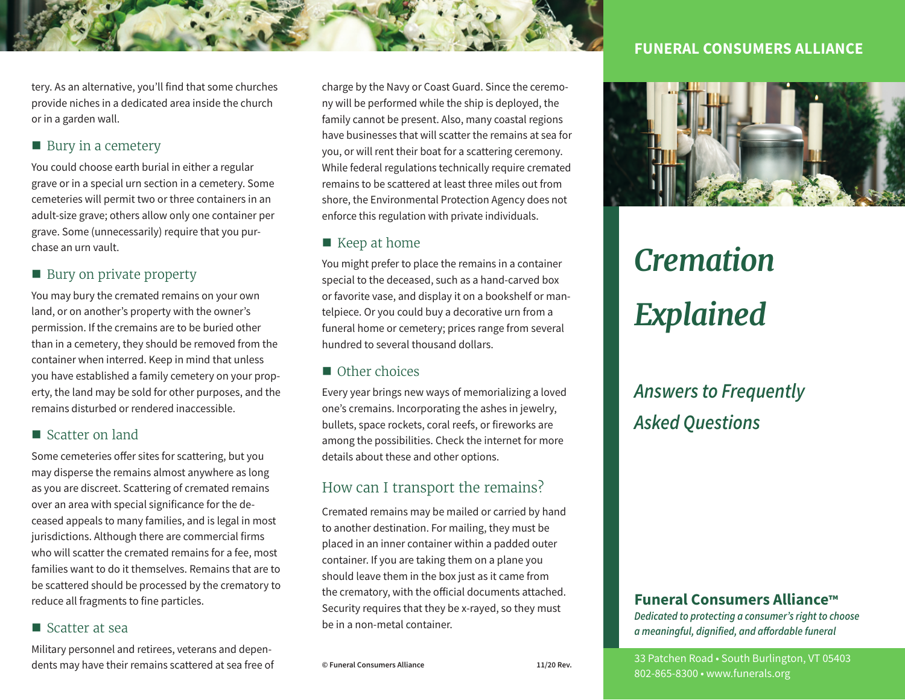tery. As an alternative, you'll find that some churches provide niches in a dedicated area inside the church or in a garden wall.

### Bury in a cemetery

You could choose earth burial in either a regular grave or in a special urn section in a cemetery. Some cemeteries will permit two or three containers in an adult-size grave; others allow only one container per grave. Some (unnecessarily) require that you purchase an urn vault.

### Bury on private property

You may bury the cremated remains on your own land, or on another's property with the owner's permission. If the cremains are to be buried other than in a cemetery, they should be removed from the container when interred. Keep in mind that unless you have established a family cemetery on your property, the land may be sold for other purposes, and the remains disturbed or rendered inaccessible.

### Scatter on land

Some cemeteries offer sites for scattering, but you may disperse the remains almost anywhere as long as you are discreet. Scattering of cremated remains over an area with special significance for the deceased appeals to many families, and is legal in most jurisdictions. Although there are commercial firms who will scatter the cremated remains for a fee, most families want to do it themselves. Remains that are to be scattered should be processed by the crematory to reduce all fragments to fine particles.

### Scatter at sea

Military personnel and retirees, veterans and dependents may have their remains scattered at sea free of charge by the Navy or Coast Guard. Since the ceremony will be performed while the ship is deployed, the family cannot be present. Also, many coastal regions have businesses that will scatter the remains at sea for you, or will rent their boat for a scattering ceremony. While federal regulations technically require cremated remains to be scattered at least three miles out from shore, the Environmental Protection Agency does not enforce this regulation with private individuals.

### Keep at home

You might prefer to place the remains in a container special to the deceased, such as a hand-carved box or favorite vase, and display it on a bookshelf or mantelpiece. Or you could buy a decorative urn from a funeral home or cemetery; prices range from several hundred to several thousand dollars.

### Other choices

Every year brings new ways of memorializing a loved one's cremains. Incorporating the ashes in jewelry, bullets, space rockets, coral reefs, or fireworks are among the possibilities. Check the internet for more details about these and other options.

## How can I transport the remains?

Cremated remains may be mailed or carried by hand to another destination. For mailing, they must be placed in an inner container within a padded outer container. If you are taking them on a plane you should leave them in the box just as it came from the crematory, with the official documents attached. Security requires that they be x-rayed, so they must be in a non-metal container.

© Funeral Consumers Alliance 11/20 Rev.

**FUNERAL CONSUMERS ALLIANCE**

# *Cremation Explained*

## *Answers to Frequently Asked Questions*

**Funeral Consumers Alliance™**

*Dedicated to protecting a consumer's right to choose a meaningful, dignified, and affordable funeral*

33 Patchen Road • South Burlington, VT 05403
802-865-8300 • www.funerals.org